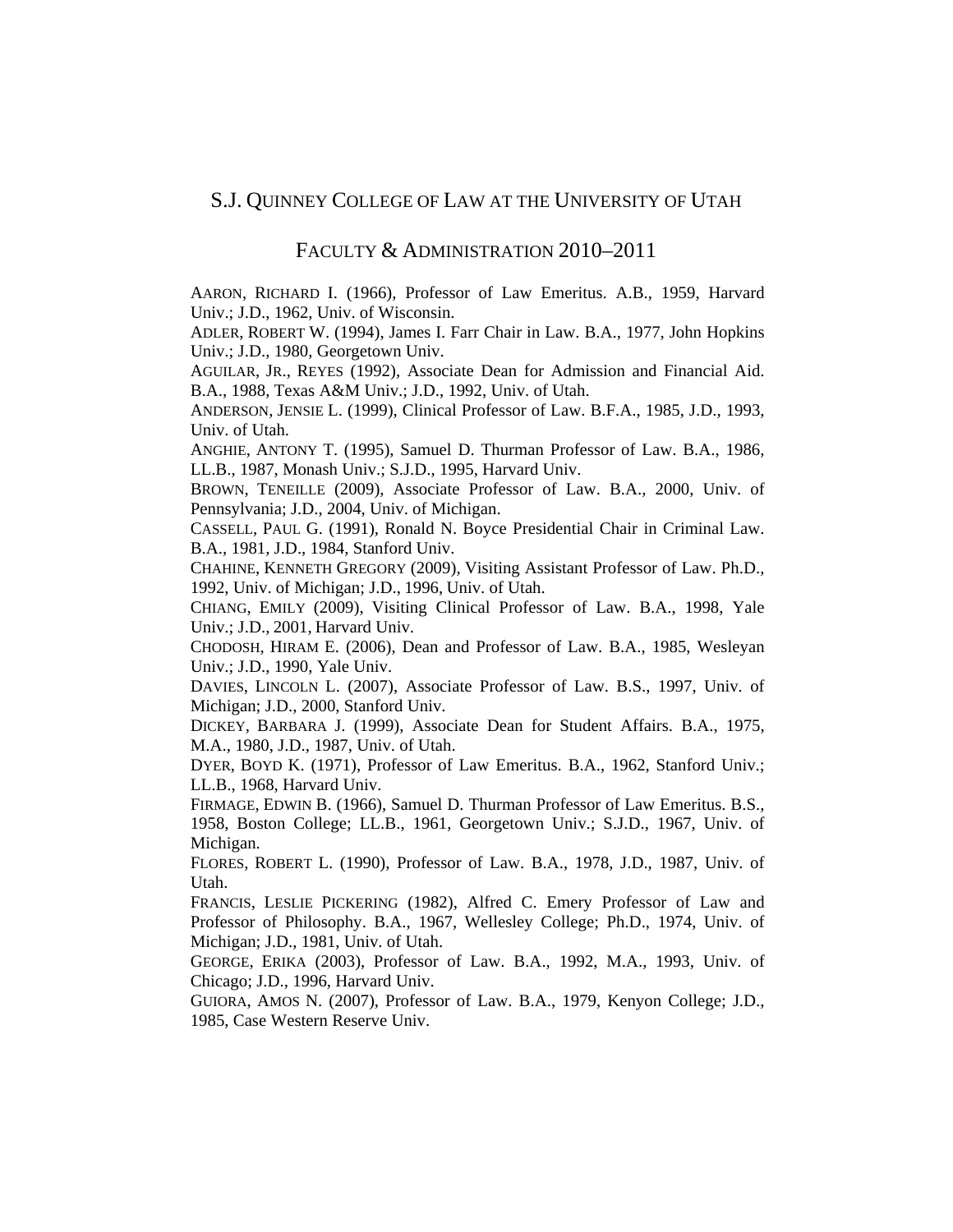# S.J. QUINNEY COLLEGE OF LAW AT THE UNIVERSITY OF UTAH

## FACULTY & ADMINISTRATION 2010–2011

AARON, RICHARD I. (1966), Professor of Law Emeritus. A.B., 1959, Harvard Univ.; J.D., 1962, Univ. of Wisconsin.

ADLER, ROBERT W. (1994), James I. Farr Chair in Law. B.A., 1977, John Hopkins Univ.; J.D., 1980, Georgetown Univ.

AGUILAR, JR., REYES (1992), Associate Dean for Admission and Financial Aid. B.A., 1988, Texas A&M Univ.; J.D., 1992, Univ. of Utah.

ANDERSON, JENSIE L. (1999), Clinical Professor of Law. B.F.A., 1985, J.D., 1993, Univ. of Utah.

ANGHIE, ANTONY T. (1995), Samuel D. Thurman Professor of Law. B.A., 1986, LL.B., 1987, Monash Univ.; S.J.D., 1995, Harvard Univ.

BROWN, TENEILLE (2009), Associate Professor of Law. B.A., 2000, Univ. of Pennsylvania; J.D., 2004, Univ. of Michigan.

CASSELL, PAUL G. (1991), Ronald N. Boyce Presidential Chair in Criminal Law. B.A., 1981, J.D., 1984, Stanford Univ.

CHAHINE, KENNETH GREGORY (2009), Visiting Assistant Professor of Law. Ph.D., 1992, Univ. of Michigan; J.D., 1996, Univ. of Utah.

CHIANG, EMILY (2009), Visiting Clinical Professor of Law. B.A., 1998, Yale Univ.; J.D., 2001, Harvard Univ.

CHODOSH, HIRAM E. (2006), Dean and Professor of Law. B.A., 1985, Wesleyan Univ.; J.D., 1990, Yale Univ.

DAVIES, LINCOLN L. (2007), Associate Professor of Law. B.S., 1997, Univ. of Michigan; J.D., 2000, Stanford Univ.

DICKEY, BARBARA J. (1999), Associate Dean for Student Affairs. B.A., 1975, M.A., 1980, J.D., 1987, Univ. of Utah.

DYER, BOYD K. (1971), Professor of Law Emeritus. B.A., 1962, Stanford Univ.; LL.B., 1968, Harvard Univ.

FIRMAGE, EDWIN B. (1966), Samuel D. Thurman Professor of Law Emeritus. B.S., 1958, Boston College; LL.B., 1961, Georgetown Univ.; S.J.D., 1967, Univ. of Michigan.

FLORES, ROBERT L. (1990), Professor of Law. B.A., 1978, J.D., 1987, Univ. of Utah.

FRANCIS, LESLIE PICKERING (1982), Alfred C. Emery Professor of Law and Professor of Philosophy. B.A., 1967, Wellesley College; Ph.D., 1974, Univ. of Michigan; J.D., 1981, Univ. of Utah.

GEORGE, ERIKA (2003), Professor of Law. B.A., 1992, M.A., 1993, Univ. of Chicago; J.D., 1996, Harvard Univ.

GUIORA, AMOS N. (2007), Professor of Law. B.A., 1979, Kenyon College; J.D., 1985, Case Western Reserve Univ.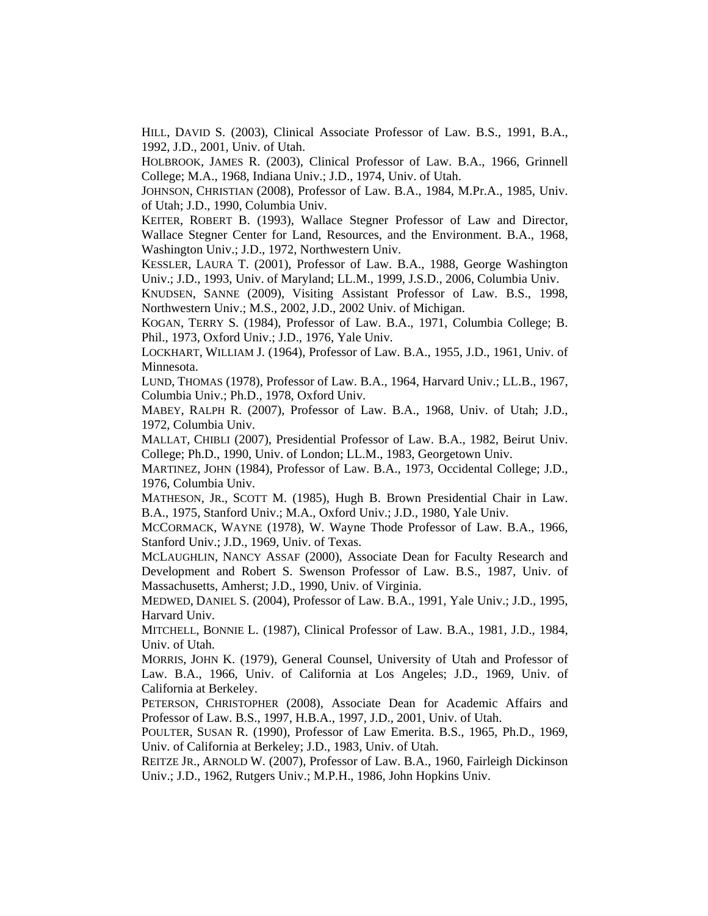HILL, DAVID S. (2003), Clinical Associate Professor of Law. B.S., 1991, B.A., 1992, J.D., 2001, Univ. of Utah.

HOLBROOK, JAMES R. (2003), Clinical Professor of Law. B.A., 1966, Grinnell College; M.A., 1968, Indiana Univ.; J.D., 1974, Univ. of Utah.

JOHNSON, CHRISTIAN (2008), Professor of Law. B.A., 1984, M.Pr.A., 1985, Univ. of Utah; J.D., 1990, Columbia Univ.

KEITER, ROBERT B. (1993), Wallace Stegner Professor of Law and Director, Wallace Stegner Center for Land, Resources, and the Environment. B.A., 1968, Washington Univ.; J.D., 1972, Northwestern Univ.

KESSLER, LAURA T. (2001), Professor of Law. B.A., 1988, George Washington Univ.; J.D., 1993, Univ. of Maryland; LL.M., 1999, J.S.D., 2006, Columbia Univ.

KNUDSEN, SANNE (2009), Visiting Assistant Professor of Law. B.S., 1998, Northwestern Univ.; M.S., 2002, J.D., 2002 Univ. of Michigan.

KOGAN, TERRY S. (1984), Professor of Law. B.A., 1971, Columbia College; B. Phil., 1973, Oxford Univ.; J.D., 1976, Yale Univ.

LOCKHART, WILLIAM J. (1964), Professor of Law. B.A., 1955, J.D., 1961, Univ. of Minnesota.

LUND, THOMAS (1978), Professor of Law. B.A., 1964, Harvard Univ.; LL.B., 1967, Columbia Univ.; Ph.D., 1978, Oxford Univ.

MABEY, RALPH R. (2007), Professor of Law. B.A., 1968, Univ. of Utah; J.D., 1972, Columbia Univ.

MALLAT, CHIBLI (2007), Presidential Professor of Law. B.A., 1982, Beirut Univ. College; Ph.D., 1990, Univ. of London; LL.M., 1983, Georgetown Univ.

MARTINEZ, JOHN (1984), Professor of Law. B.A., 1973, Occidental College; J.D., 1976, Columbia Univ.

MATHESON, JR., SCOTT M. (1985), Hugh B. Brown Presidential Chair in Law. B.A., 1975, Stanford Univ.; M.A., Oxford Univ.; J.D., 1980, Yale Univ.

MCCORMACK, WAYNE (1978), W. Wayne Thode Professor of Law. B.A., 1966, Stanford Univ.; J.D., 1969, Univ. of Texas.

MCLAUGHLIN, NANCY ASSAF (2000), Associate Dean for Faculty Research and Development and Robert S. Swenson Professor of Law. B.S., 1987, Univ. of Massachusetts, Amherst; J.D., 1990, Univ. of Virginia.

MEDWED, DANIEL S. (2004), Professor of Law. B.A., 1991, Yale Univ.; J.D., 1995, Harvard Univ.

MITCHELL, BONNIE L. (1987), Clinical Professor of Law. B.A., 1981, J.D., 1984, Univ. of Utah.

MORRIS, JOHN K. (1979), General Counsel, University of Utah and Professor of Law. B.A., 1966, Univ. of California at Los Angeles; J.D., 1969, Univ. of California at Berkeley.

PETERSON, CHRISTOPHER (2008), Associate Dean for Academic Affairs and Professor of Law. B.S., 1997, H.B.A., 1997, J.D., 2001, Univ. of Utah.

POULTER, SUSAN R. (1990), Professor of Law Emerita. B.S., 1965, Ph.D., 1969, Univ. of California at Berkeley; J.D., 1983, Univ. of Utah.

REITZE JR., ARNOLD W. (2007), Professor of Law. B.A., 1960, Fairleigh Dickinson Univ.; J.D., 1962, Rutgers Univ.; M.P.H., 1986, John Hopkins Univ.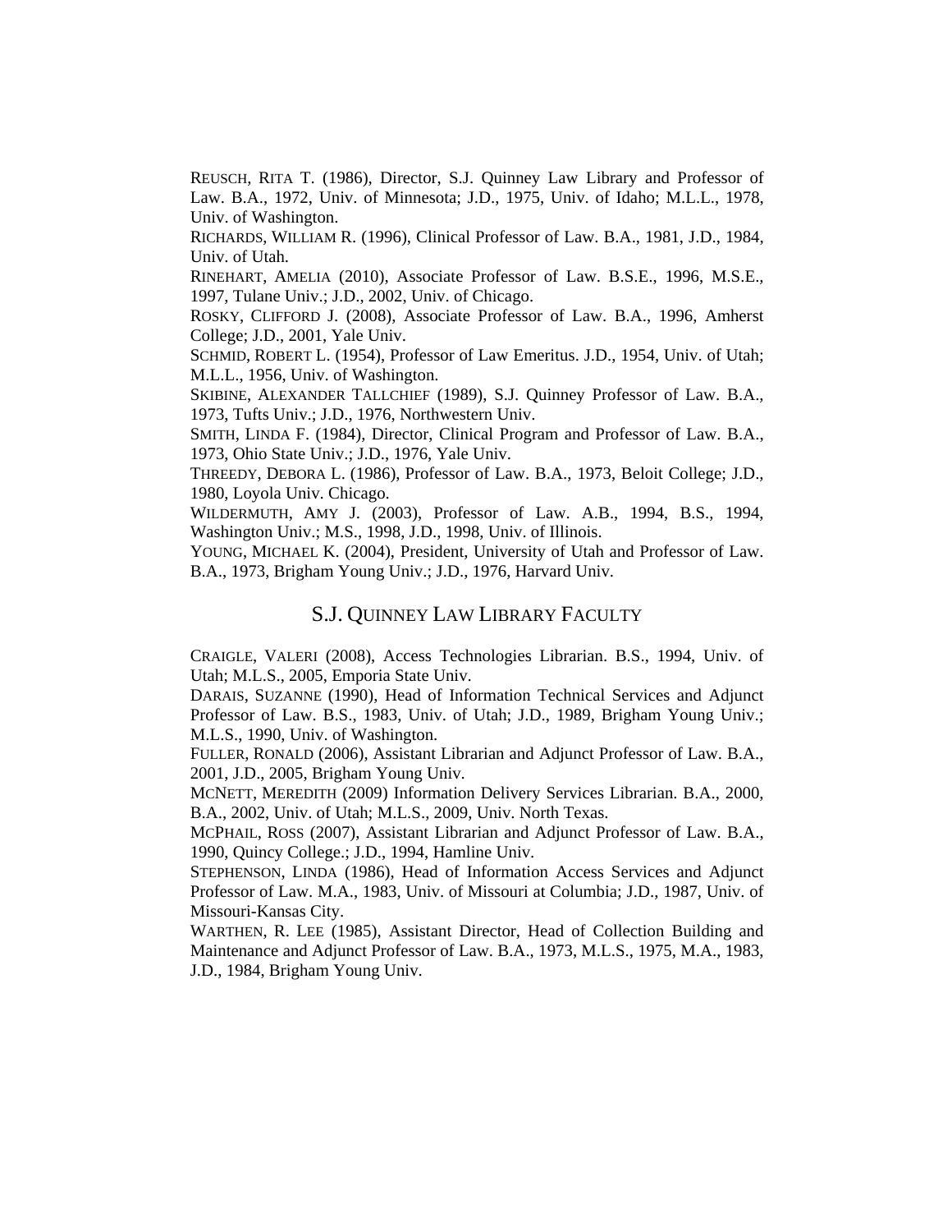REUSCH, RITA T. (1986), Director, S.J. Quinney Law Library and Professor of Law. B.A., 1972, Univ. of Minnesota; J.D., 1975, Univ. of Idaho; M.L.L., 1978, Univ. of Washington.

RICHARDS, WILLIAM R. (1996), Clinical Professor of Law. B.A., 1981, J.D., 1984, Univ. of Utah.

RINEHART, AMELIA (2010), Associate Professor of Law. B.S.E., 1996, M.S.E., 1997, Tulane Univ.; J.D., 2002, Univ. of Chicago.

ROSKY, CLIFFORD J. (2008), Associate Professor of Law. B.A., 1996, Amherst College; J.D., 2001, Yale Univ.

SCHMID, ROBERT L. (1954), Professor of Law Emeritus. J.D., 1954, Univ. of Utah; M.L.L., 1956, Univ. of Washington.

SKIBINE, ALEXANDER TALLCHIEF (1989), S.J. Quinney Professor of Law. B.A., 1973, Tufts Univ.; J.D., 1976, Northwestern Univ.

SMITH, LINDA F. (1984), Director, Clinical Program and Professor of Law. B.A., 1973, Ohio State Univ.; J.D., 1976, Yale Univ.

THREEDY, DEBORA L. (1986), Professor of Law. B.A., 1973, Beloit College; J.D., 1980, Loyola Univ. Chicago.

WILDERMUTH, AMY J. (2003), Professor of Law. A.B., 1994, B.S., 1994, Washington Univ.; M.S., 1998, J.D., 1998, Univ. of Illinois.

YOUNG, MICHAEL K. (2004), President, University of Utah and Professor of Law. B.A., 1973, Brigham Young Univ.; J.D., 1976, Harvard Univ.

## S.J. QUINNEY LAW LIBRARY FACULTY

CRAIGLE, VALERI (2008), Access Technologies Librarian. B.S., 1994, Univ. of Utah; M.L.S., 2005, Emporia State Univ.

DARAIS, SUZANNE (1990), Head of Information Technical Services and Adjunct Professor of Law. B.S., 1983, Univ. of Utah; J.D., 1989, Brigham Young Univ.; M.L.S., 1990, Univ. of Washington.

FULLER, RONALD (2006), Assistant Librarian and Adjunct Professor of Law. B.A., 2001, J.D., 2005, Brigham Young Univ.

MCNETT, MEREDITH (2009) Information Delivery Services Librarian. B.A., 2000, B.A., 2002, Univ. of Utah; M.L.S., 2009, Univ. North Texas.

MCPHAIL, ROSS (2007), Assistant Librarian and Adjunct Professor of Law. B.A., 1990, Quincy College.; J.D., 1994, Hamline Univ.

STEPHENSON, LINDA (1986), Head of Information Access Services and Adjunct Professor of Law. M.A., 1983, Univ. of Missouri at Columbia; J.D., 1987, Univ. of Missouri-Kansas City.

WARTHEN, R. LEE (1985), Assistant Director, Head of Collection Building and Maintenance and Adjunct Professor of Law. B.A., 1973, M.L.S., 1975, M.A., 1983, J.D., 1984, Brigham Young Univ.